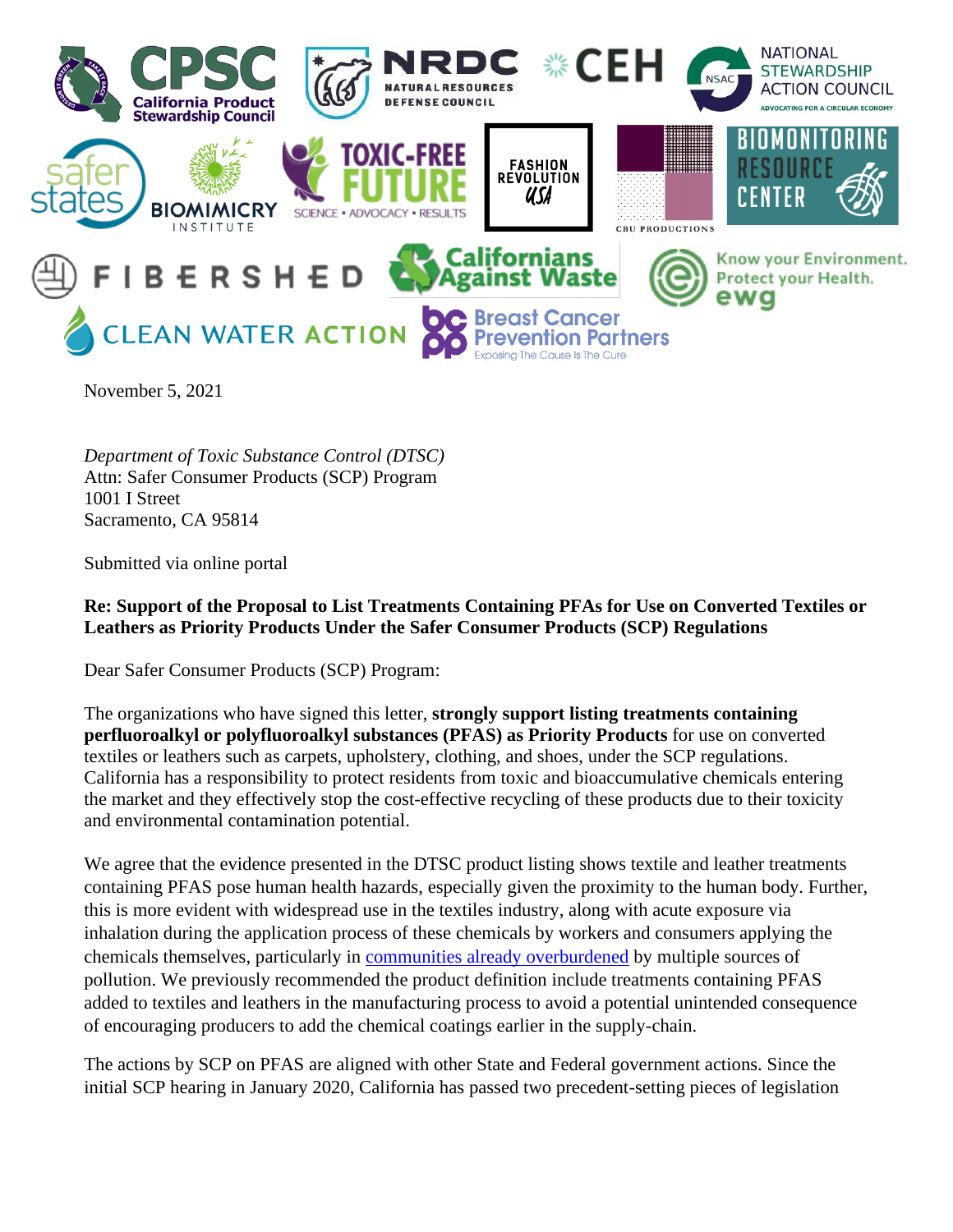November 5, 2021

*Department of Toxic Substance Control (DTSC)*
Attn: Safer Consumer Products (SCP) Program
1001 I Street
Sacramento, CA 95814

Submitted via online portal

**Re: Support of the Proposal to List Treatments Containing PFAs for Use on Converted Textiles or Leathers as Priority Products Under the Safer Consumer Products (SCP) Regulations**

Dear Safer Consumer Products (SCP) Program:

The organizations who have signed this letter, **strongly support listing treatments containing perfluoroalkyl or polyfluoroalkyl substances (PFAS) as Priority Products** for use on converted textiles or leathers such as carpets, upholstery, clothing, and shoes, under the SCP regulations. California has a responsibility to protect residents from toxic and bioaccumulative chemicals entering the market and they effectively stop the cost-effective recycling of these products due to their toxicity and environmental contamination potential.

We agree that the evidence presented in the DTSC product listing shows textile and leather treatments containing PFAS pose human health hazards, especially given the proximity to the human body. Further, this is more evident with widespread use in the textiles industry, along with acute exposure via inhalation during the application process of these chemicals by workers and consumers applying the chemicals themselves, particularly in communities already overburdened by multiple sources of pollution. We previously recommended the product definition include treatments containing PFAS added to textiles and leathers in the manufacturing process to avoid a potential unintended consequence of encouraging producers to add the chemical coatings earlier in the supply-chain.

The actions by SCP on PFAS are aligned with other State and Federal government actions. Since the initial SCP hearing in January 2020, California has passed two precedent-setting pieces of legislation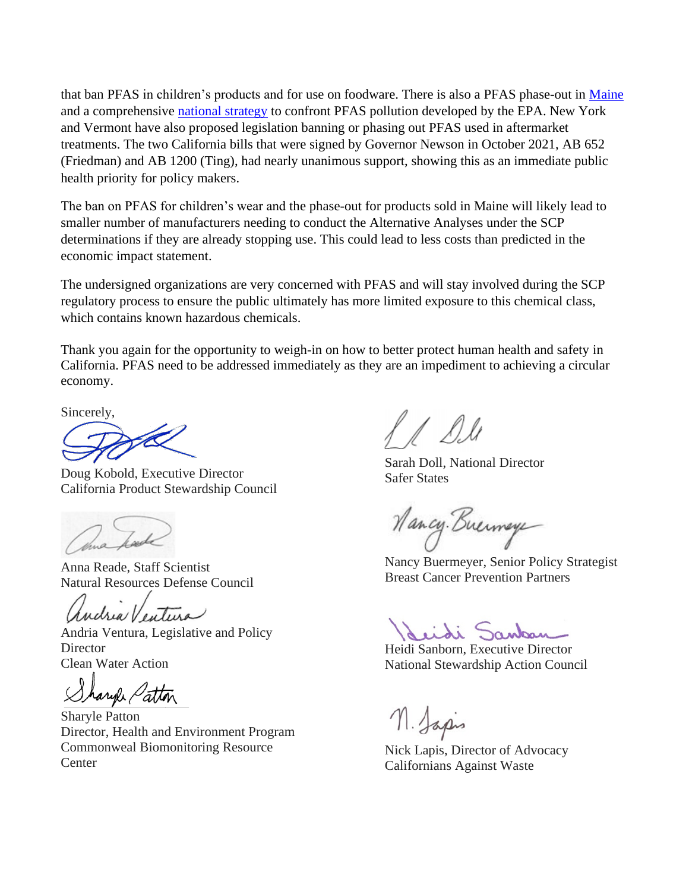that ban PFAS in children's products and for use on foodware. There is also a PFAS phase-out in Maine and a comprehensive national strategy to confront PFAS pollution developed by the EPA. New York and Vermont have also proposed legislation banning or phasing out PFAS used in aftermarket treatments. The two California bills that were signed by Governor Newson in October 2021, AB 652 (Friedman) and AB 1200 (Ting), had nearly unanimous support, showing this as an immediate public health priority for policy makers.

The ban on PFAS for children's wear and the phase-out for products sold in Maine will likely lead to smaller number of manufacturers needing to conduct the Alternative Analyses under the SCP determinations if they are already stopping use. This could lead to less costs than predicted in the economic impact statement.

The undersigned organizations are very concerned with PFAS and will stay involved during the SCP regulatory process to ensure the public ultimately has more limited exposure to this chemical class, which contains known hazardous chemicals.

Thank you again for the opportunity to weigh-in on how to better protect human health and safety in California. PFAS need to be addressed immediately as they are an impediment to achieving a circular economy.

Sincerely,

Doug Kobold, Executive Director
California Product Stewardship Council

Anna Reade, Staff Scientist
Natural Resources Defense Council

Andria Ventura, Legislative and Policy Director
Clean Water Action

Sharyle Patton
Director, Health and Environment Program
Commonweal Biomonitoring Resource Center

Sarah Doll, National Director
Safer States

Nancy Buermeyer, Senior Policy Strategist
Breast Cancer Prevention Partners

Heidi Sanborn, Executive Director
National Stewardship Action Council

Nick Lapis, Director of Advocacy
Californians Against Waste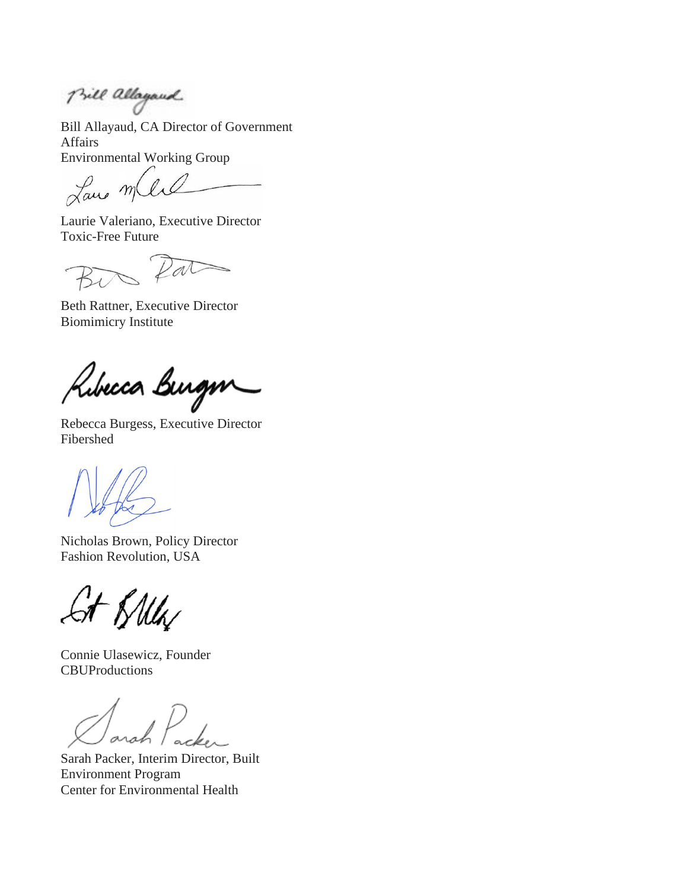Bill Allayaud, CA Director of Government Affairs
Environmental Working Group

Laurie Valeriano, Executive Director
Toxic-Free Future

Beth Rattner, Executive Director
Biomimicry Institute

Rebecca Burgess, Executive Director
Fibershed

Nicholas Brown, Policy Director
Fashion Revolution, USA

Connie Ulasewicz, Founder
CBUProductions

Sarah Packer, Interim Director, Built Environment Program
Center for Environmental Health